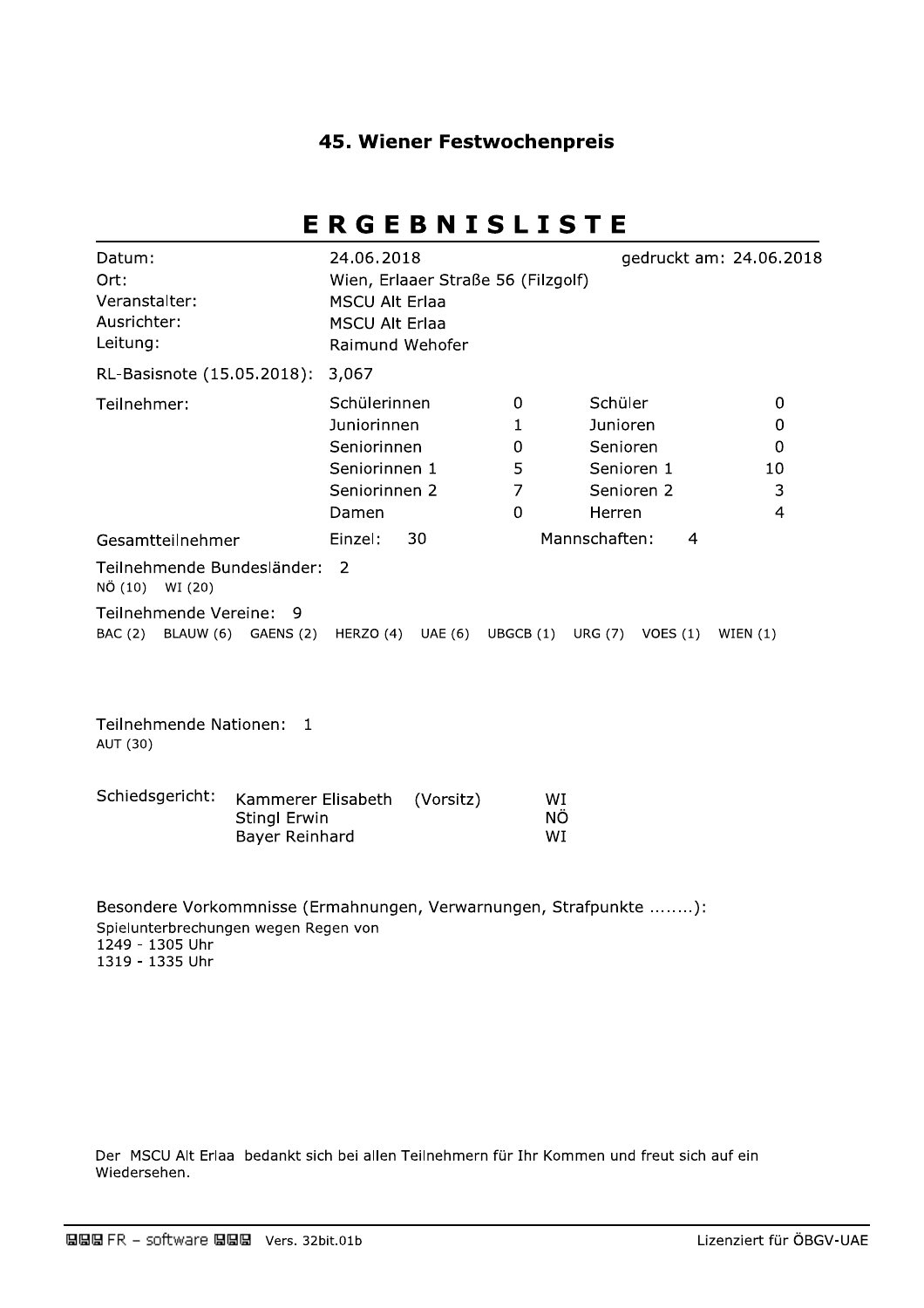# 45. Wiener Festwochenpreis

## ERGEBNISLISTE

| | | | |
|---|---|---|---|
| Datum: | 24.06.2018 | | gedruckt am: 24.06.2018 |
| Ort: | Wien, Erlaaer Straße 56 (Filzgolf) | | |
| Veranstalter: | MSCU Alt Erlaa | | |
| Ausrichter: | MSCU Alt Erlaa | | |
| Leitung: | Raimund Wehofer | | |

RL-Basisnote (15.05.2018): 3,067

| Teilnehmer: | | | | |
|---|---|---|---|---|
| | Schülerinnen | 0 | Schüler | 0 |
| | Juniorinnen | 1 | Junioren | 0 |
| | Seniorinnen | 0 | Senioren | 0 |
| | Seniorinnen 1 | 5 | Senioren 1 | 10 |
| | Seniorinnen 2 | 7 | Senioren 2 | 3 |
| | Damen | 0 | Herren | 4 |

Gesamtteilnehmer Einzel: 30 Mannschaften: 4

Teilnehmende Bundesländer: 2
NÖ (10) WI (20)

Teilnehmende Vereine: 9
BAC (2) BLAUW (6) GAENS (2) HERZO (4) UAE (6) UBGCB (1) URG (7) VOES (1) WIEN (1)

Teilnehmende Nationen: 1
AUT (30)

| Schiedsgericht: | | | |
|---|---|---|---|
| | Kammerer Elisabeth | (Vorsitz) | WI |
| | Stingl Erwin | | NÖ |
| | Bayer Reinhard | | WI |

Besondere Vorkommnisse (Ermahnungen, Verwarnungen, Strafpunkte ........):
Spielunterbrechungen wegen Regen von
1249 - 1305 Uhr
1319 - 1335 Uhr

Der MSCU Alt Erlaa bedankt sich bei allen Teilnehmern für Ihr Kommen und freut sich auf ein Wiedersehen.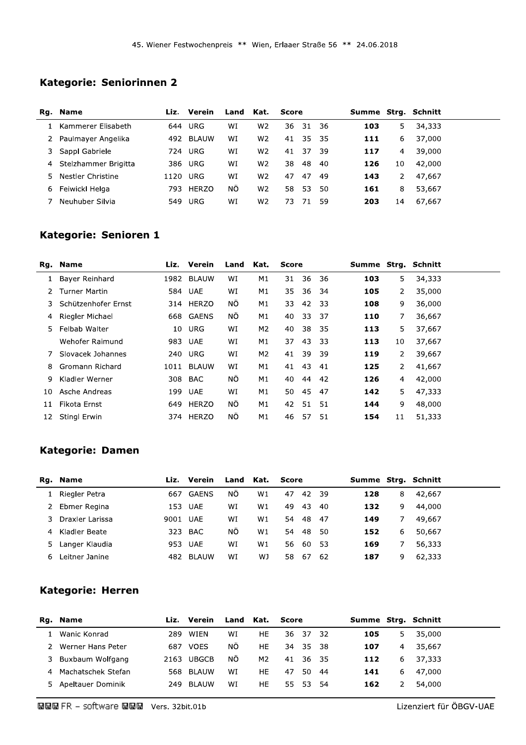## Kategorie: Seniorinnen 2

| Rg. | Name | Liz. | Verein | Land | Kat. | Score | | | Summe | Strg. | Schnitt |
|---|---|---|---|---|---|---|---|---|---|---|---|
| 1 | Kammerer Elisabeth | 644 | URG | WI | W2 | 36 | 31 | 36 | **103** | 5 | 34,333 |
| 2 | Paulmayer Angelika | 492 | BLAUW | WI | W2 | 41 | 35 | 35 | **111** | 6 | 37,000 |
| 3 | Sappl Gabriele | 724 | URG | WI | W2 | 41 | 37 | 39 | **117** | 4 | 39,000 |
| 4 | Stelzhammer Brigitta | 386 | URG | WI | W2 | 38 | 48 | 40 | **126** | 10 | 42,000 |
| 5 | Nestler Christine | 1120 | URG | WI | W2 | 47 | 47 | 49 | **143** | 2 | 47,667 |
| 6 | Feiwickl Helga | 793 | HERZO | NÖ | W2 | 58 | 53 | 50 | **161** | 8 | 53,667 |
| 7 | Neuhuber Silvia | 549 | URG | WI | W2 | 73 | 71 | 59 | **203** | 14 | 67,667 |

## Kategorie: Senioren 1

| Rg. | Name | Liz. | Verein | Land | Kat. | Score | | | Summe | Strg. | Schnitt |
|---|---|---|---|---|---|---|---|---|---|---|---|
| 1 | Bayer Reinhard | 1982 | BLAUW | WI | M1 | 31 | 36 | 36 | **103** | 5 | 34,333 |
| 2 | Turner Martin | 584 | UAE | WI | M1 | 35 | 36 | 34 | **105** | 2 | 35,000 |
| 3 | Schützenhofer Ernst | 314 | HERZO | NÖ | M1 | 33 | 42 | 33 | **108** | 9 | 36,000 |
| 4 | Riegler Michael | 668 | GAENS | NÖ | M1 | 40 | 33 | 37 | **110** | 7 | 36,667 |
| 5 | Felbab Walter | 10 | URG | WI | M2 | 40 | 38 | 35 | **113** | 5 | 37,667 |
| | Wehofer Raimund | 983 | UAE | WI | M1 | 37 | 43 | 33 | **113** | 10 | 37,667 |
| 7 | Slovacek Johannes | 240 | URG | WI | M2 | 41 | 39 | 39 | **119** | 2 | 39,667 |
| 8 | Gromann Richard | 1011 | BLAUW | WI | M1 | 41 | 43 | 41 | **125** | 2 | 41,667 |
| 9 | Kladler Werner | 308 | BAC | NÖ | M1 | 40 | 44 | 42 | **126** | 4 | 42,000 |
| 10 | Asche Andreas | 199 | UAE | WI | M1 | 50 | 45 | 47 | **142** | 5 | 47,333 |
| 11 | Fikota Ernst | 649 | HERZO | NÖ | M1 | 42 | 51 | 51 | **144** | 9 | 48,000 |
| 12 | Stingl Erwin | 374 | HERZO | NÖ | M1 | 46 | 57 | 51 | **154** | 11 | 51,333 |

## Kategorie: Damen

| Rg. | Name | Liz. | Verein | Land | Kat. | Score | | | Summe | Strg. | Schnitt |
|---|---|---|---|---|---|---|---|---|---|---|---|
| 1 | Riegler Petra | 667 | GAENS | NÖ | W1 | 47 | 42 | 39 | **128** | 8 | 42,667 |
| 2 | Ebmer Regina | 153 | UAE | WI | W1 | 49 | 43 | 40 | **132** | 9 | 44,000 |
| 3 | Draxler Larissa | 9001 | UAE | WI | W1 | 54 | 48 | 47 | **149** | 7 | 49,667 |
| 4 | Kladler Beate | 323 | BAC | NÖ | W1 | 54 | 48 | 50 | **152** | 6 | 50,667 |
| 5 | Langer Klaudia | 953 | UAE | WI | W1 | 56 | 60 | 53 | **169** | 7 | 56,333 |
| 6 | Leitner Janine | 482 | BLAUW | WI | WJ | 58 | 67 | 62 | **187** | 9 | 62,333 |

## Kategorie: Herren

| Rg. | Name | Liz. | Verein | Land | Kat. | Score | | | Summe | Strg. | Schnitt |
|---|---|---|---|---|---|---|---|---|---|---|---|
| 1 | Wanic Konrad | 289 | WIEN | WI | HE | 36 | 37 | 32 | **105** | 5 | 35,000 |
| 2 | Werner Hans Peter | 687 | VOES | NÖ | HE | 34 | 35 | 38 | **107** | 4 | 35,667 |
| 3 | Buxbaum Wolfgang | 2163 | UBGCB | NÖ | M2 | 41 | 36 | 35 | **112** | 6 | 37,333 |
| 4 | Machatschek Stefan | 568 | BLAUW | WI | HE | 47 | 50 | 44 | **141** | 6 | 47,000 |
| 5 | Apeltauer Dominik | 249 | BLAUW | WI | HE | 55 | 53 | 54 | **162** | 2 | 54,000 |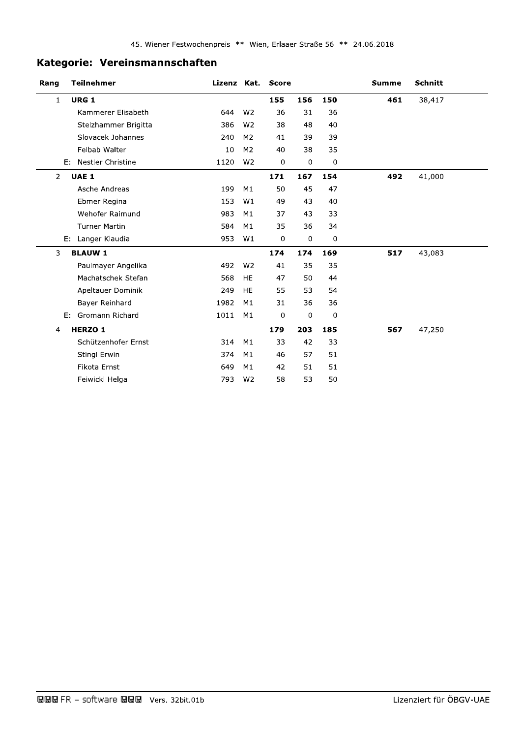45. Wiener Festwochenpreis ** Wien, Erlaaer Straße 56 ** 24.06.2018

## Kategorie: Vereinsmannschaften

| Rang | Teilnehmer | Lizenz | Kat. | Score | | | Summe | Schnitt |
|---|---|---|---|---|---|---|---|---|
| 1 | **URG 1** | | | **155** | **156** | **150** | **461** | 38,417 |
| | Kammerer Elisabeth | 644 | W2 | 36 | 31 | 36 | | |
| | Stelzhammer Brigitta | 386 | W2 | 38 | 48 | 40 | | |
| | Slovacek Johannes | 240 | M2 | 41 | 39 | 39 | | |
| | Felbab Walter | 10 | M2 | 40 | 38 | 35 | | |
| E: | Nestler Christine | 1120 | W2 | 0 | 0 | 0 | | |
| 2 | **UAE 1** | | | **171** | **167** | **154** | **492** | 41,000 |
| | Asche Andreas | 199 | M1 | 50 | 45 | 47 | | |
| | Ebmer Regina | 153 | W1 | 49 | 43 | 40 | | |
| | Wehofer Raimund | 983 | M1 | 37 | 43 | 33 | | |
| | Turner Martin | 584 | M1 | 35 | 36 | 34 | | |
| E: | Langer Klaudia | 953 | W1 | 0 | 0 | 0 | | |
| 3 | **BLAUW 1** | | | **174** | **174** | **169** | **517** | 43,083 |
| | Paulmayer Angelika | 492 | W2 | 41 | 35 | 35 | | |
| | Machatschek Stefan | 568 | HE | 47 | 50 | 44 | | |
| | Apeltauer Dominik | 249 | HE | 55 | 53 | 54 | | |
| | Bayer Reinhard | 1982 | M1 | 31 | 36 | 36 | | |
| E: | Gromann Richard | 1011 | M1 | 0 | 0 | 0 | | |
| 4 | **HERZO 1** | | | **179** | **203** | **185** | **567** | 47,250 |
| | Schützenhofer Ernst | 314 | M1 | 33 | 42 | 33 | | |
| | Stingl Erwin | 374 | M1 | 46 | 57 | 51 | | |
| | Fikota Ernst | 649 | M1 | 42 | 51 | 51 | | |
| | Feiwickl Helga | 793 | W2 | 58 | 53 | 50 | | |